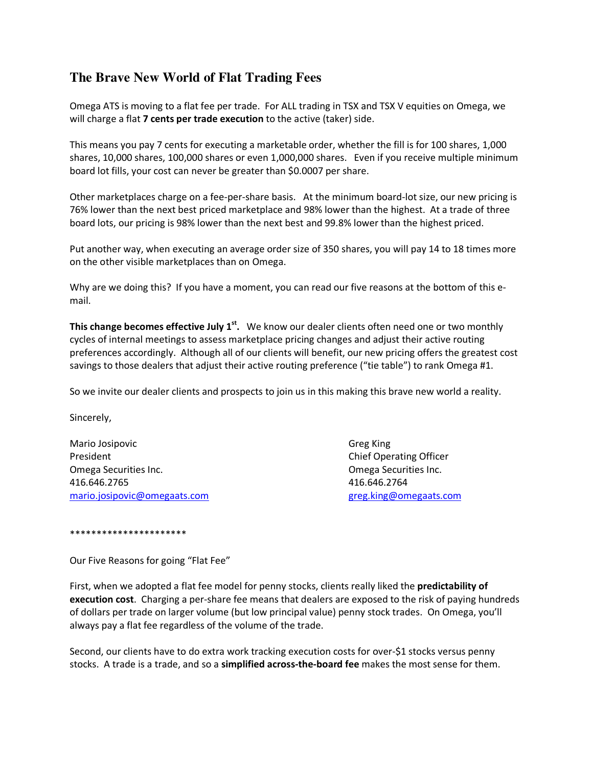# The Brave New World of Flat Trading Fees

Omega ATS is moving to a flat fee per trade. For ALL trading in TSX and TSX V equities on Omega, we will charge a flat **7 cents per trade execution** to the active (taker) side.

This means you pay 7 cents for executing a marketable order, whether the fill is for 100 shares, 1,000 shares, 10,000 shares, 100,000 shares or even 1,000,000 shares. Even if you receive multiple minimum board lot fills, your cost can never be greater than $0.0007 per share.

Other marketplaces charge on a fee-per-share basis. At the minimum board-lot size, our new pricing is 76% lower than the next best priced marketplace and 98% lower than the highest. At a trade of three board lots, our pricing is 98% lower than the next best and 99.8% lower than the highest priced.

Put another way, when executing an average order size of 350 shares, you will pay 14 to 18 times more on the other visible marketplaces than on Omega.

Why are we doing this? If you have a moment, you can read our five reasons at the bottom of this e-mail.

**This change becomes effective July 1st.** We know our dealer clients often need one or two monthly cycles of internal meetings to assess marketplace pricing changes and adjust their active routing preferences accordingly. Although all of our clients will benefit, our new pricing offers the greatest cost savings to those dealers that adjust their active routing preference ("tie table") to rank Omega #1.

So we invite our dealer clients and prospects to join us in this making this brave new world a reality.

Sincerely,

Mario Josipovic
President
Omega Securities Inc.
416.646.2765
mario.josipovic@omegaats.com

Greg King
Chief Operating Officer
Omega Securities Inc.
416.646.2764
greg.king@omegaats.com

**********************

Our Five Reasons for going "Flat Fee"

First, when we adopted a flat fee model for penny stocks, clients really liked the **predictability of execution cost**. Charging a per-share fee means that dealers are exposed to the risk of paying hundreds of dollars per trade on larger volume (but low principal value) penny stock trades. On Omega, you'll always pay a flat fee regardless of the volume of the trade.

Second, our clients have to do extra work tracking execution costs for over-$1 stocks versus penny stocks. A trade is a trade, and so a **simplified across-the-board fee** makes the most sense for them.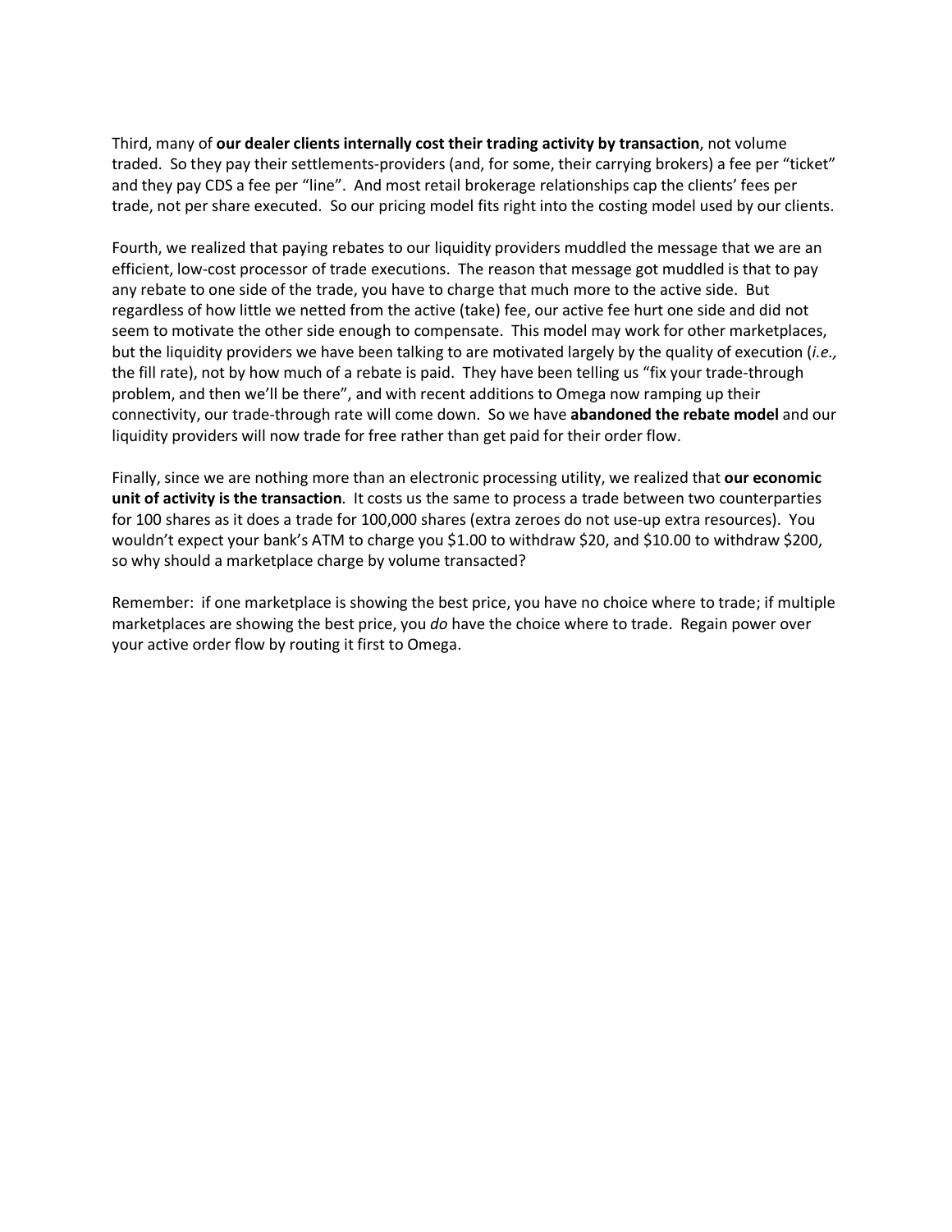Third, many of **our dealer clients internally cost their trading activity by transaction**, not volume traded. So they pay their settlements-providers (and, for some, their carrying brokers) a fee per "ticket" and they pay CDS a fee per "line". And most retail brokerage relationships cap the clients' fees per trade, not per share executed. So our pricing model fits right into the costing model used by our clients.

Fourth, we realized that paying rebates to our liquidity providers muddled the message that we are an efficient, low-cost processor of trade executions. The reason that message got muddled is that to pay any rebate to one side of the trade, you have to charge that much more to the active side. But regardless of how little we netted from the active (take) fee, our active fee hurt one side and did not seem to motivate the other side enough to compensate. This model may work for other marketplaces, but the liquidity providers we have been talking to are motivated largely by the quality of execution (*i.e.,* the fill rate), not by how much of a rebate is paid. They have been telling us "fix your trade-through problem, and then we'll be there", and with recent additions to Omega now ramping up their connectivity, our trade-through rate will come down. So we have **abandoned the rebate model** and our liquidity providers will now trade for free rather than get paid for their order flow.

Finally, since we are nothing more than an electronic processing utility, we realized that **our economic unit of activity is the transaction**. It costs us the same to process a trade between two counterparties for 100 shares as it does a trade for 100,000 shares (extra zeroes do not use-up extra resources). You wouldn't expect your bank's ATM to charge you $1.00 to withdraw $20, and $10.00 to withdraw $200, so why should a marketplace charge by volume transacted?

Remember: if one marketplace is showing the best price, you have no choice where to trade; if multiple marketplaces are showing the best price, you *do* have the choice where to trade. Regain power over your active order flow by routing it first to Omega.